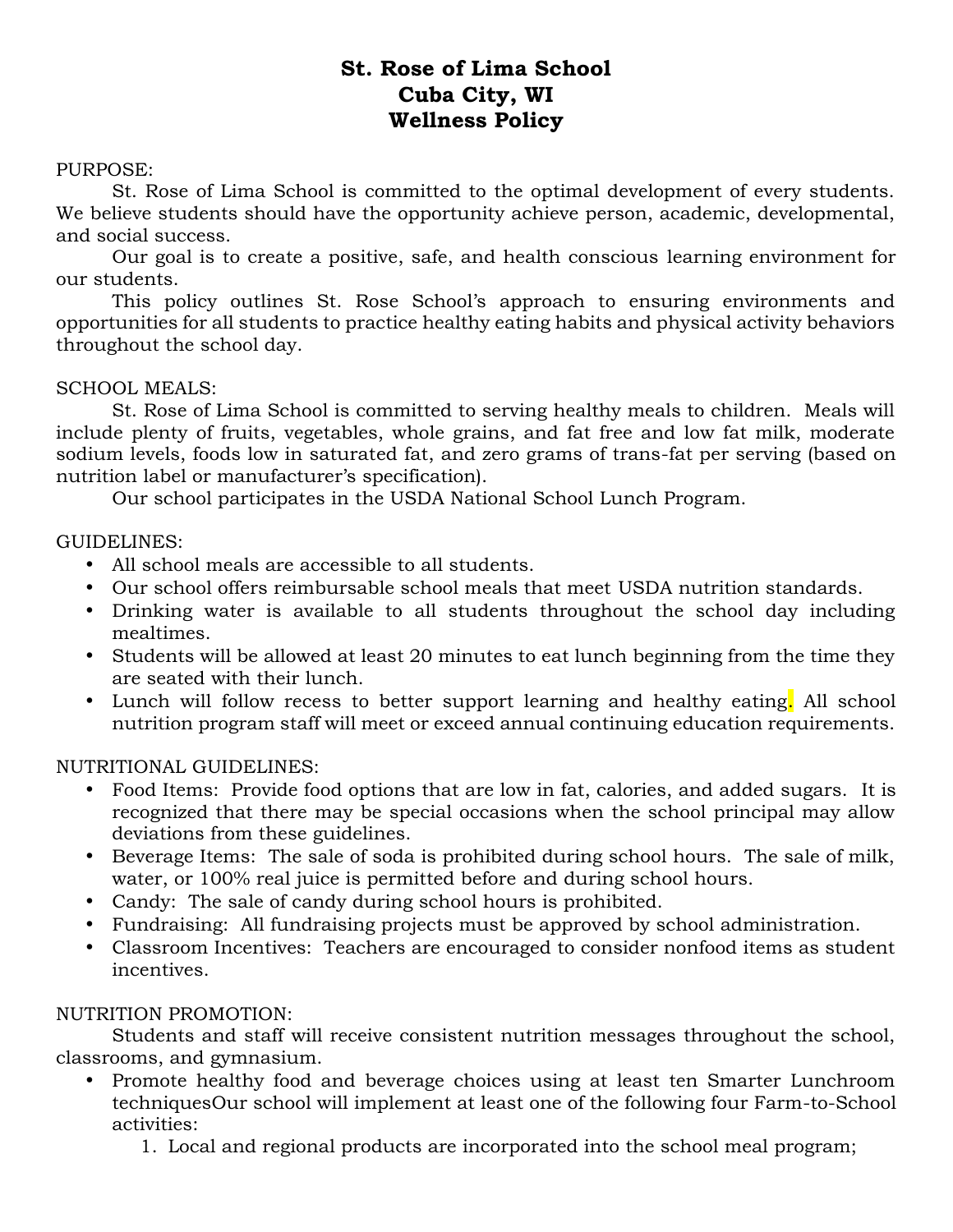# St. Rose of Lima School
# Cuba City, WI
# Wellness Policy

PURPOSE:

St. Rose of Lima School is committed to the optimal development of every students. We believe students should have the opportunity achieve person, academic, developmental, and social success.

Our goal is to create a positive, safe, and health conscious learning environment for our students.

This policy outlines St. Rose School's approach to ensuring environments and opportunities for all students to practice healthy eating habits and physical activity behaviors throughout the school day.

SCHOOL MEALS:

St. Rose of Lima School is committed to serving healthy meals to children. Meals will include plenty of fruits, vegetables, whole grains, and fat free and low fat milk, moderate sodium levels, foods low in saturated fat, and zero grams of trans-fat per serving (based on nutrition label or manufacturer's specification).

Our school participates in the USDA National School Lunch Program.

GUIDELINES:

- All school meals are accessible to all students.
- Our school offers reimbursable school meals that meet USDA nutrition standards.
- Drinking water is available to all students throughout the school day including mealtimes.
- Students will be allowed at least 20 minutes to eat lunch beginning from the time they are seated with their lunch.
- Lunch will follow recess to better support learning and healthy eating. All school nutrition program staff will meet or exceed annual continuing education requirements.

NUTRITIONAL GUIDELINES:

- Food Items: Provide food options that are low in fat, calories, and added sugars. It is recognized that there may be special occasions when the school principal may allow deviations from these guidelines.
- Beverage Items: The sale of soda is prohibited during school hours. The sale of milk, water, or 100% real juice is permitted before and during school hours.
- Candy: The sale of candy during school hours is prohibited.
- Fundraising: All fundraising projects must be approved by school administration.
- Classroom Incentives: Teachers are encouraged to consider nonfood items as student incentives.

NUTRITION PROMOTION:

Students and staff will receive consistent nutrition messages throughout the school, classrooms, and gymnasium.

- Promote healthy food and beverage choices using at least ten Smarter Lunchroom techniquesOur school will implement at least one of the following four Farm-to-School activities:
    1. Local and regional products are incorporated into the school meal program;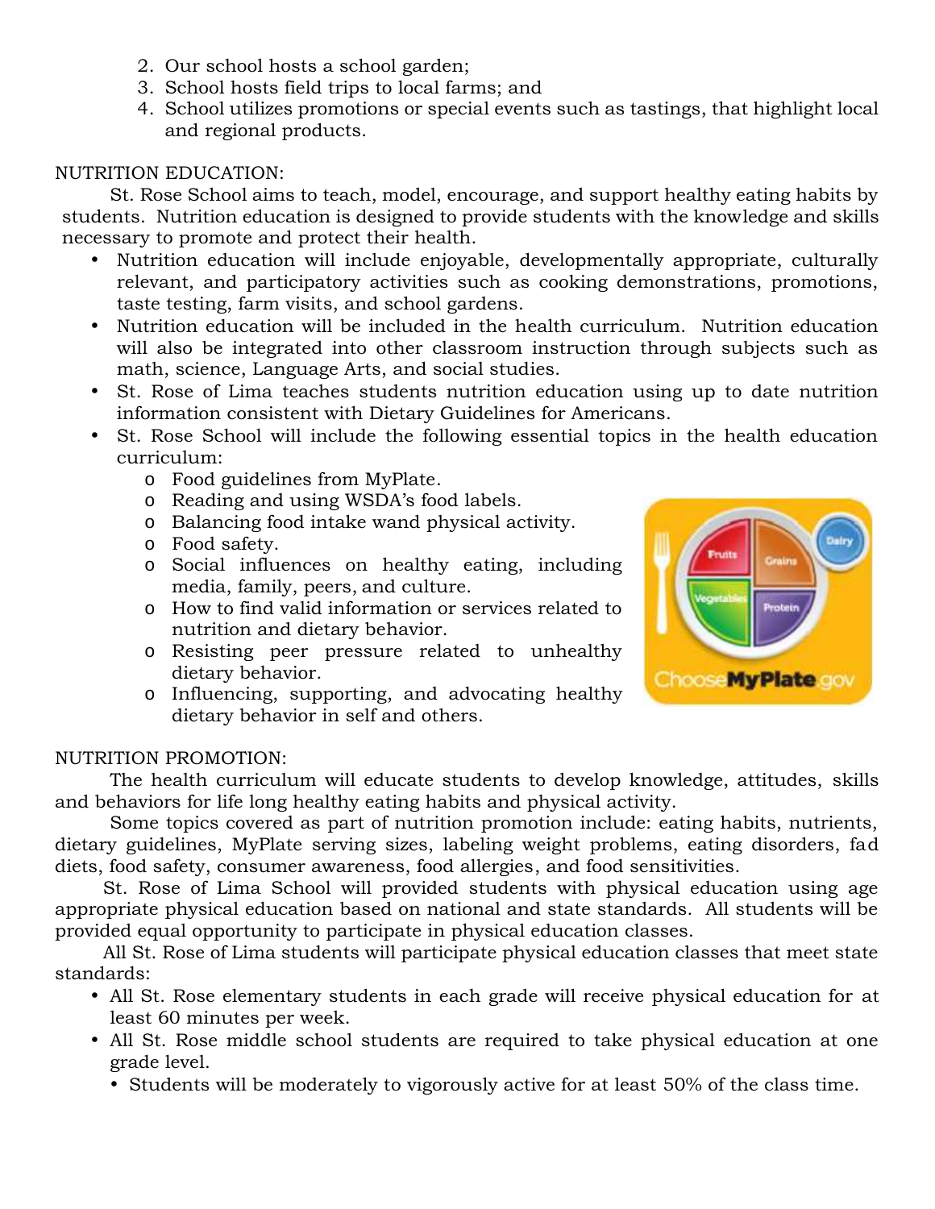2. Our school hosts a school garden;
3. School hosts field trips to local farms; and
4. School utilizes promotions or special events such as tastings, that highlight local and regional products.

NUTRITION EDUCATION:

St. Rose School aims to teach, model, encourage, and support healthy eating habits by students. Nutrition education is designed to provide students with the knowledge and skills necessary to promote and protect their health.

- Nutrition education will include enjoyable, developmentally appropriate, culturally relevant, and participatory activities such as cooking demonstrations, promotions, taste testing, farm visits, and school gardens.
- Nutrition education will be included in the health curriculum. Nutrition education will also be integrated into other classroom instruction through subjects such as math, science, Language Arts, and social studies.
- St. Rose of Lima teaches students nutrition education using up to date nutrition information consistent with Dietary Guidelines for Americans.
- St. Rose School will include the following essential topics in the health education curriculum:
  - Food guidelines from MyPlate.
  - Reading and using WSDA's food labels.
  - Balancing food intake wand physical activity.
  - Food safety.
  - Social influences on healthy eating, including media, family, peers, and culture.
  - How to find valid information or services related to nutrition and dietary behavior.
  - Resisting peer pressure related to unhealthy dietary behavior.
  - Influencing, supporting, and advocating healthy dietary behavior in self and others.

NUTRITION PROMOTION:

The health curriculum will educate students to develop knowledge, attitudes, skills and behaviors for life long healthy eating habits and physical activity.

Some topics covered as part of nutrition promotion include: eating habits, nutrients, dietary guidelines, MyPlate serving sizes, labeling weight problems, eating disorders, fad diets, food safety, consumer awareness, food allergies, and food sensitivities.

St. Rose of Lima School will provided students with physical education using age appropriate physical education based on national and state standards. All students will be provided equal opportunity to participate in physical education classes.

All St. Rose of Lima students will participate physical education classes that meet state standards:

- All St. Rose elementary students in each grade will receive physical education for at least 60 minutes per week.
- All St. Rose middle school students are required to take physical education at one grade level.
  - Students will be moderately to vigorously active for at least 50% of the class time.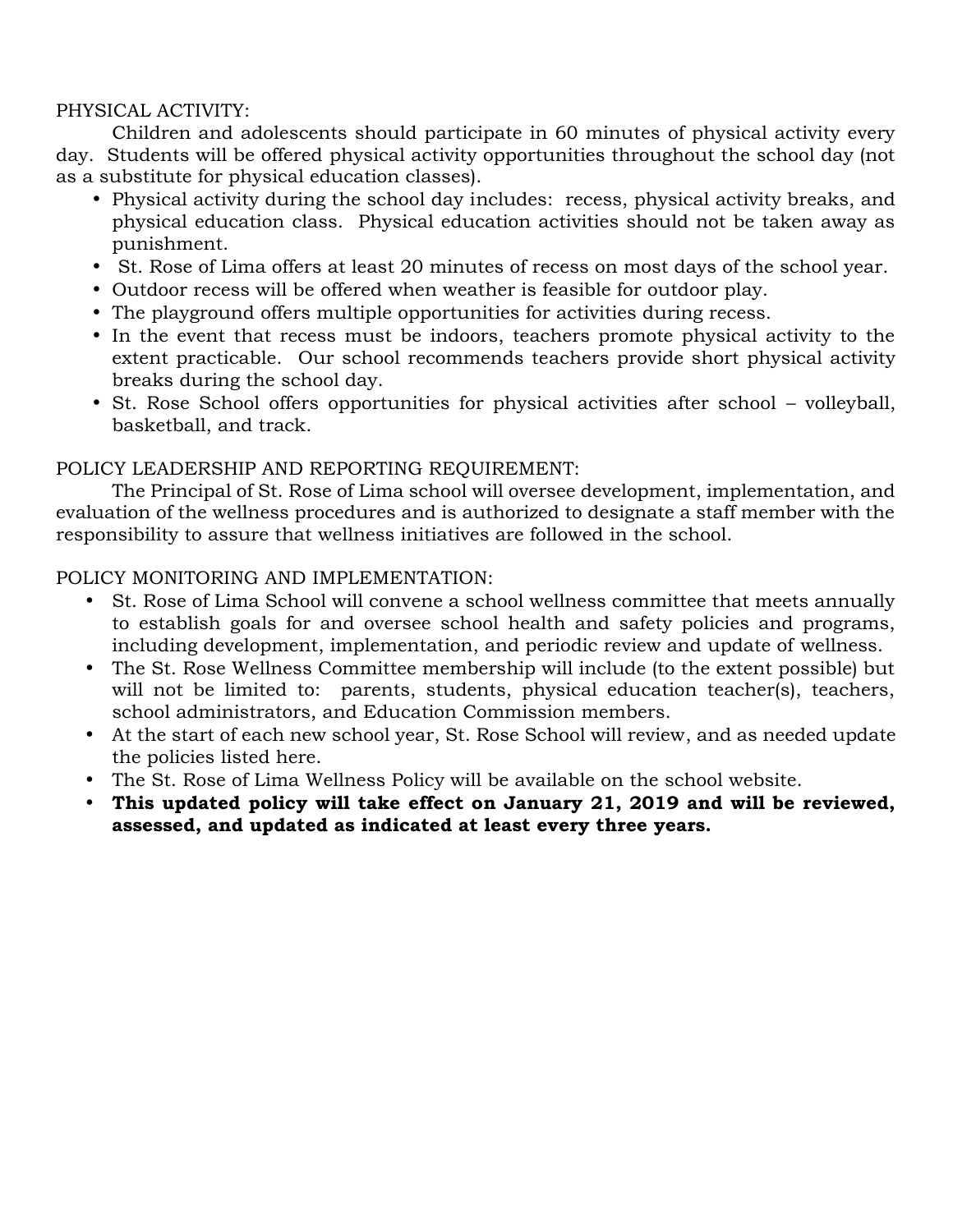PHYSICAL ACTIVITY:

Children and adolescents should participate in 60 minutes of physical activity every day. Students will be offered physical activity opportunities throughout the school day (not as a substitute for physical education classes).

- Physical activity during the school day includes: recess, physical activity breaks, and physical education class. Physical education activities should not be taken away as punishment.
- St. Rose of Lima offers at least 20 minutes of recess on most days of the school year.
- Outdoor recess will be offered when weather is feasible for outdoor play.
- The playground offers multiple opportunities for activities during recess.
- In the event that recess must be indoors, teachers promote physical activity to the extent practicable. Our school recommends teachers provide short physical activity breaks during the school day.
- St. Rose School offers opportunities for physical activities after school – volleyball, basketball, and track.

POLICY LEADERSHIP AND REPORTING REQUIREMENT:

The Principal of St. Rose of Lima school will oversee development, implementation, and evaluation of the wellness procedures and is authorized to designate a staff member with the responsibility to assure that wellness initiatives are followed in the school.

POLICY MONITORING AND IMPLEMENTATION:

- St. Rose of Lima School will convene a school wellness committee that meets annually to establish goals for and oversee school health and safety policies and programs, including development, implementation, and periodic review and update of wellness.
- The St. Rose Wellness Committee membership will include (to the extent possible) but will not be limited to: parents, students, physical education teacher(s), teachers, school administrators, and Education Commission members.
- At the start of each new school year, St. Rose School will review, and as needed update the policies listed here.
- The St. Rose of Lima Wellness Policy will be available on the school website.
- **This updated policy will take effect on January 21, 2019 and will be reviewed, assessed, and updated as indicated at least every three years.**